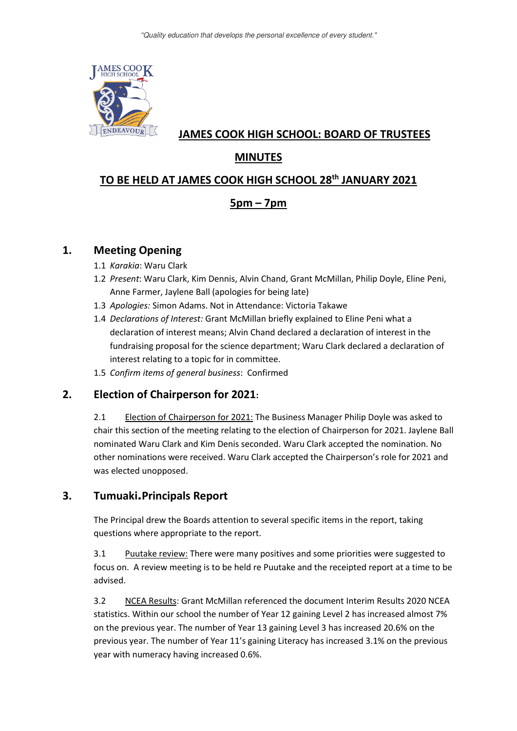"Quality education that develops the personal excellence of every student."

# JAMES COOK HIGH SCHOOL: BOARD OF TRUSTEES

## MINUTES

## TO BE HELD AT JAMES COOK HIGH SCHOOL 28th JANUARY 2021

## 5pm – 7pm

## 1. Meeting Opening

1.1 *Karakia*: Waru Clark

1.2 *Present*: Waru Clark, Kim Dennis, Alvin Chand, Grant McMillan, Philip Doyle, Eline Peni, Anne Farmer, Jaylene Ball (apologies for being late)

1.3 *Apologies:* Simon Adams. Not in Attendance: Victoria Takawe

1.4 *Declarations of Interest:* Grant McMillan briefly explained to Eline Peni what a declaration of interest means; Alvin Chand declared a declaration of interest in the fundraising proposal for the science department; Waru Clark declared a declaration of interest relating to a topic for in committee.

1.5 *Confirm items of general business*: Confirmed

## 2. Election of Chairperson for 2021:

2.1 Election of Chairperson for 2021: The Business Manager Philip Doyle was asked to chair this section of the meeting relating to the election of Chairperson for 2021. Jaylene Ball nominated Waru Clark and Kim Denis seconded. Waru Clark accepted the nomination. No other nominations were received. Waru Clark accepted the Chairperson's role for 2021 and was elected unopposed.

## 3. Tumuaki.Principals Report

The Principal drew the Boards attention to several specific items in the report, taking questions where appropriate to the report.

3.1 Puutake review: There were many positives and some priorities were suggested to focus on. A review meeting is to be held re Puutake and the receipted report at a time to be advised.

3.2 NCEA Results: Grant McMillan referenced the document Interim Results 2020 NCEA statistics. Within our school the number of Year 12 gaining Level 2 has increased almost 7% on the previous year. The number of Year 13 gaining Level 3 has increased 20.6% on the previous year. The number of Year 11's gaining Literacy has increased 3.1% on the previous year with numeracy having increased 0.6%.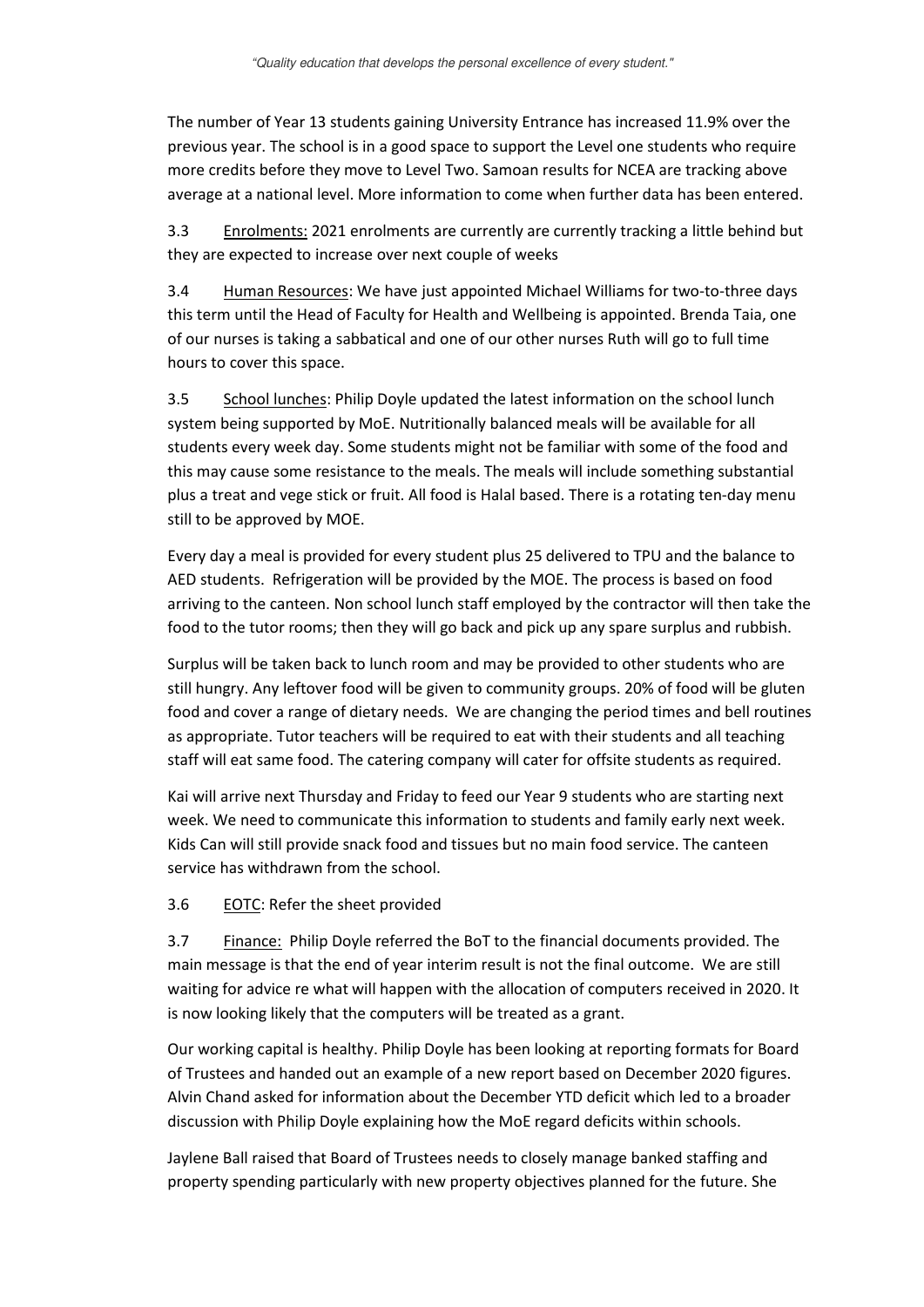The number of Year 13 students gaining University Entrance has increased 11.9% over the previous year. The school is in a good space to support the Level one students who require more credits before they move to Level Two. Samoan results for NCEA are tracking above average at a national level. More information to come when further data has been entered.

3.3 Enrolments: 2021 enrolments are currently are currently tracking a little behind but they are expected to increase over next couple of weeks

3.4 Human Resources: We have just appointed Michael Williams for two-to-three days this term until the Head of Faculty for Health and Wellbeing is appointed. Brenda Taia, one of our nurses is taking a sabbatical and one of our other nurses Ruth will go to full time hours to cover this space.

3.5 School lunches: Philip Doyle updated the latest information on the school lunch system being supported by MoE. Nutritionally balanced meals will be available for all students every week day. Some students might not be familiar with some of the food and this may cause some resistance to the meals. The meals will include something substantial plus a treat and vege stick or fruit. All food is Halal based. There is a rotating ten-day menu still to be approved by MOE.

Every day a meal is provided for every student plus 25 delivered to TPU and the balance to AED students. Refrigeration will be provided by the MOE. The process is based on food arriving to the canteen. Non school lunch staff employed by the contractor will then take the food to the tutor rooms; then they will go back and pick up any spare surplus and rubbish.

Surplus will be taken back to lunch room and may be provided to other students who are still hungry. Any leftover food will be given to community groups. 20% of food will be gluten food and cover a range of dietary needs. We are changing the period times and bell routines as appropriate. Tutor teachers will be required to eat with their students and all teaching staff will eat same food. The catering company will cater for offsite students as required.

Kai will arrive next Thursday and Friday to feed our Year 9 students who are starting next week. We need to communicate this information to students and family early next week. Kids Can will still provide snack food and tissues but no main food service. The canteen service has withdrawn from the school.

3.6 EOTC: Refer the sheet provided

3.7 Finance: Philip Doyle referred the BoT to the financial documents provided. The main message is that the end of year interim result is not the final outcome. We are still waiting for advice re what will happen with the allocation of computers received in 2020. It is now looking likely that the computers will be treated as a grant.

Our working capital is healthy. Philip Doyle has been looking at reporting formats for Board of Trustees and handed out an example of a new report based on December 2020 figures. Alvin Chand asked for information about the December YTD deficit which led to a broader discussion with Philip Doyle explaining how the MoE regard deficits within schools.

Jaylene Ball raised that Board of Trustees needs to closely manage banked staffing and property spending particularly with new property objectives planned for the future. She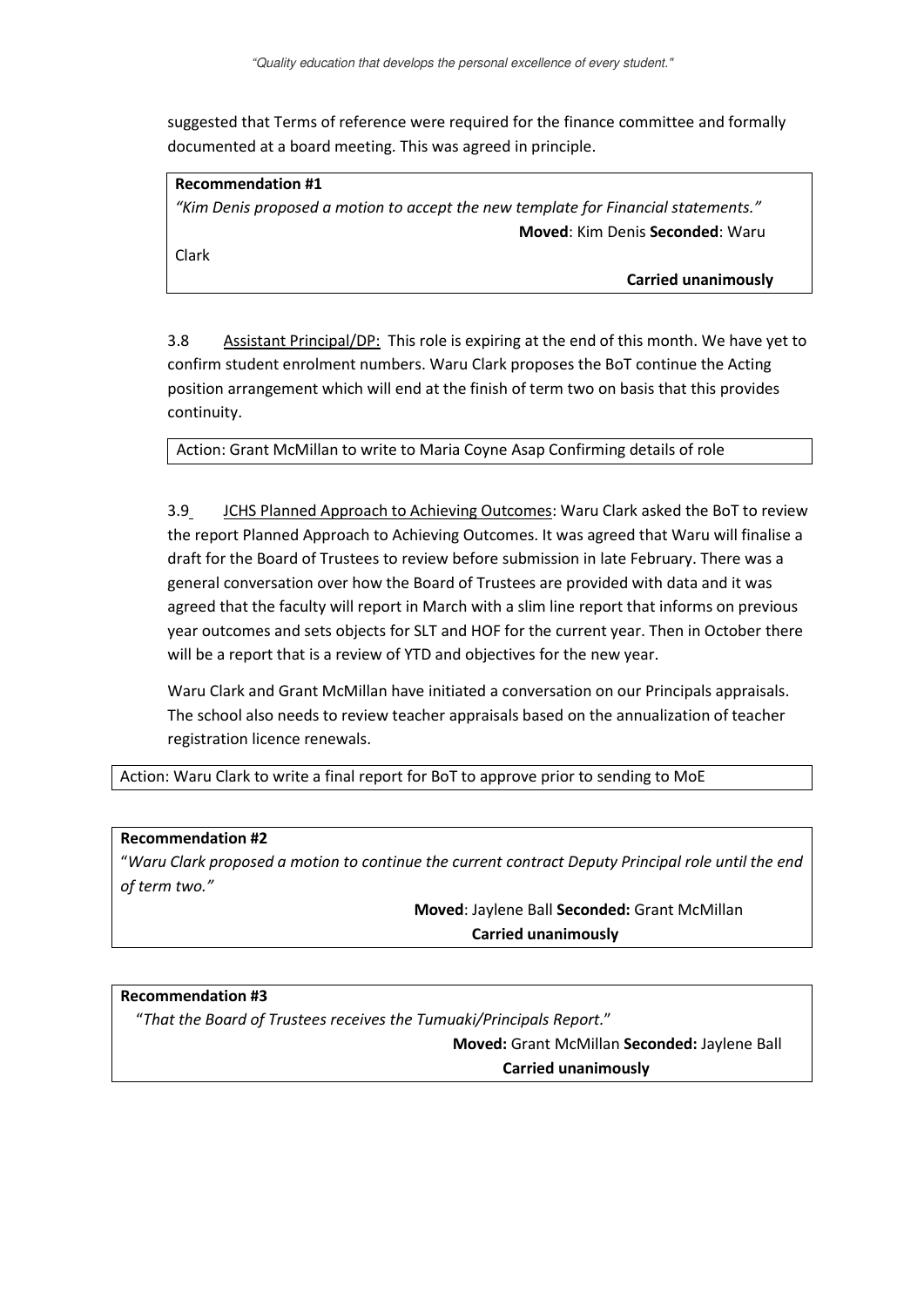suggested that Terms of reference were required for the finance committee and formally documented at a board meeting. This was agreed in principle.

> **Recommendation #1**
> *"Kim Denis proposed a motion to accept the new template for Financial statements."*
> **Moved**: Kim Denis **Seconded**: Waru Clark
> **Carried unanimously**

3.8 Assistant Principal/DP: This role is expiring at the end of this month. We have yet to confirm student enrolment numbers. Waru Clark proposes the BoT continue the Acting position arrangement which will end at the finish of term two on basis that this provides continuity.

> Action: Grant McMillan to write to Maria Coyne Asap Confirming details of role

3.9 JCHS Planned Approach to Achieving Outcomes: Waru Clark asked the BoT to review the report Planned Approach to Achieving Outcomes. It was agreed that Waru will finalise a draft for the Board of Trustees to review before submission in late February. There was a general conversation over how the Board of Trustees are provided with data and it was agreed that the faculty will report in March with a slim line report that informs on previous year outcomes and sets objects for SLT and HOF for the current year. Then in October there will be a report that is a review of YTD and objectives for the new year.

Waru Clark and Grant McMillan have initiated a conversation on our Principals appraisals. The school also needs to review teacher appraisals based on the annualization of teacher registration licence renewals.

> Action: Waru Clark to write a final report for BoT to approve prior to sending to MoE

> **Recommendation #2**
> "*Waru Clark proposed a motion to continue the current contract Deputy Principal role until the end of term two."*
> **Moved**: Jaylene Ball **Seconded:** Grant McMillan
> **Carried unanimously**

> **Recommendation #3**
> "*That the Board of Trustees receives the Tumuaki/Principals Report.*"
> **Moved:** Grant McMillan **Seconded:** Jaylene Ball
> **Carried unanimously**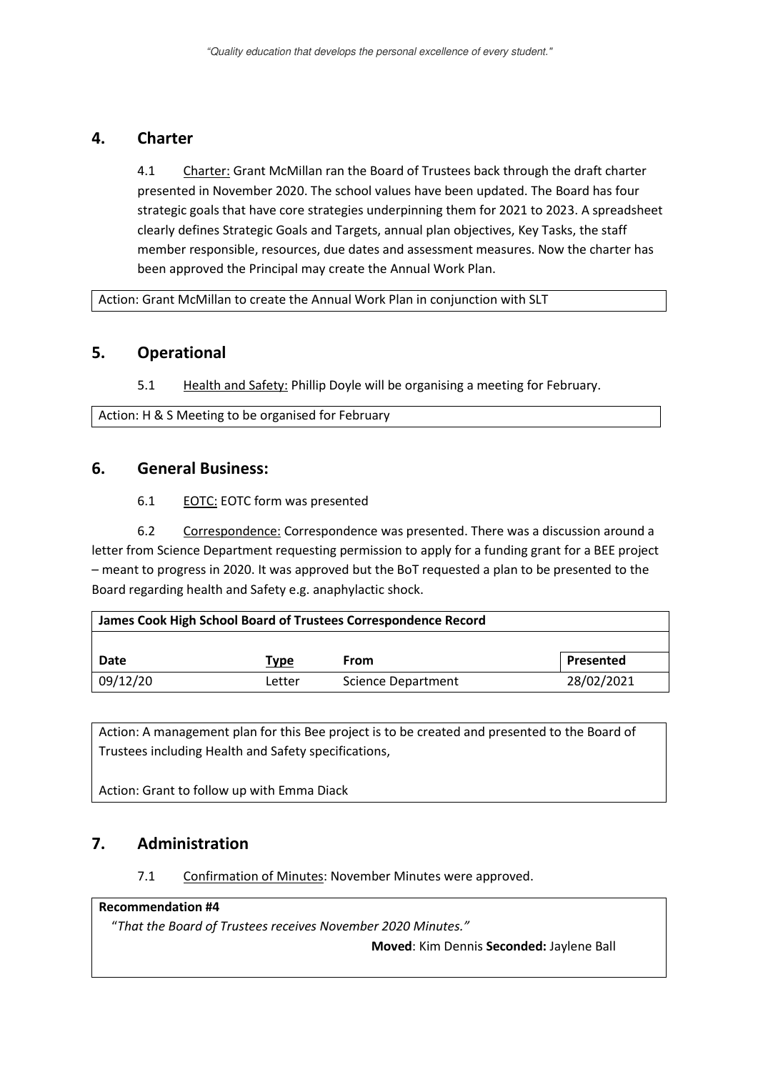## 4. Charter

4.1 Charter: Grant McMillan ran the Board of Trustees back through the draft charter presented in November 2020. The school values have been updated. The Board has four strategic goals that have core strategies underpinning them for 2021 to 2023. A spreadsheet clearly defines Strategic Goals and Targets, annual plan objectives, Key Tasks, the staff member responsible, resources, due dates and assessment measures. Now the charter has been approved the Principal may create the Annual Work Plan.

Action: Grant McMillan to create the Annual Work Plan in conjunction with SLT

## 5. Operational

5.1 Health and Safety: Phillip Doyle will be organising a meeting for February.

Action: H & S Meeting to be organised for February

## 6. General Business:

6.1 EOTC: EOTC form was presented

6.2 Correspondence: Correspondence was presented. There was a discussion around a letter from Science Department requesting permission to apply for a funding grant for a BEE project – meant to progress in 2020. It was approved but the BoT requested a plan to be presented to the Board regarding health and Safety e.g. anaphylactic shock.

| James Cook High School Board of Trustees Correspondence Record | | | |
|---|---|---|---|
| **Date** | **Type** | **From** | **Presented** |
| 09/12/20 | Letter | Science Department | 28/02/2021 |

Action: A management plan for this Bee project is to be created and presented to the Board of Trustees including Health and Safety specifications,

Action: Grant to follow up with Emma Diack

## 7. Administration

7.1 Confirmation of Minutes: November Minutes were approved.

**Recommendation #4**

"*That the Board of Trustees receives November 2020 Minutes.*"

**Moved**: Kim Dennis **Seconded:** Jaylene Ball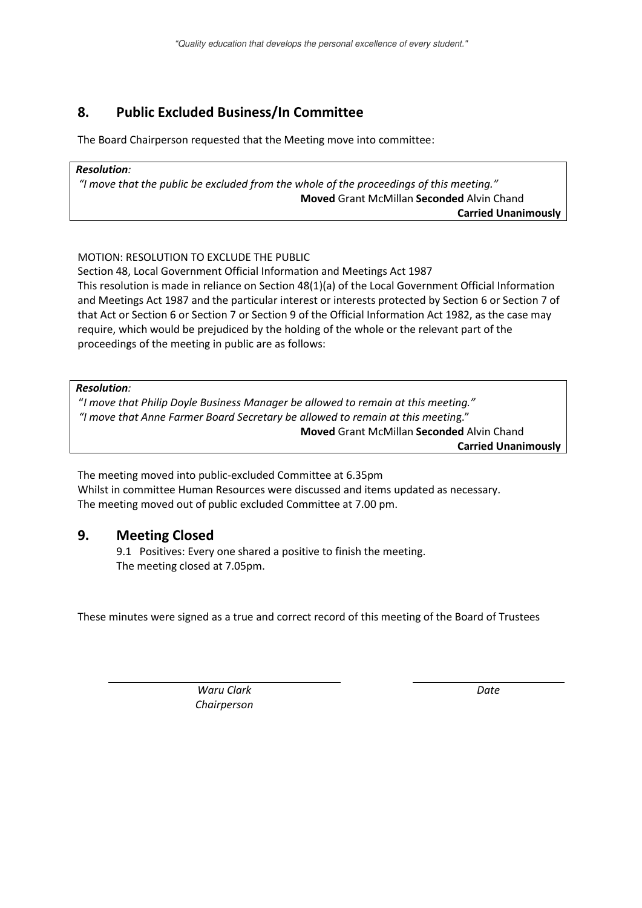## 8. Public Excluded Business/In Committee

The Board Chairperson requested that the Meeting move into committee:

> ***Resolution:***
> *"I move that the public be excluded from the whole of the proceedings of this meeting."*
> **Moved** Grant McMillan **Seconded** Alvin Chand
> **Carried Unanimously**

MOTION: RESOLUTION TO EXCLUDE THE PUBLIC
Section 48, Local Government Official Information and Meetings Act 1987
This resolution is made in reliance on Section 48(1)(a) of the Local Government Official Information and Meetings Act 1987 and the particular interest or interests protected by Section 6 or Section 7 of that Act or Section 6 or Section 7 or Section 9 of the Official Information Act 1982, as the case may require, which would be prejudiced by the holding of the whole or the relevant part of the proceedings of the meeting in public are as follows:

> ***Resolution:***
> "*I move that Philip Doyle Business Manager be allowed to remain at this meeting."*
> *"I move that Anne Farmer Board Secretary be allowed to remain at this meeting.*"
> **Moved** Grant McMillan **Seconded** Alvin Chand
> **Carried Unanimously**

The meeting moved into public-excluded Committee at 6.35pm
Whilst in committee Human Resources were discussed and items updated as necessary.
The meeting moved out of public excluded Committee at 7.00 pm.

## 9. Meeting Closed

9.1 Positives: Every one shared a positive to finish the meeting.
The meeting closed at 7.05pm.

These minutes were signed as a true and correct record of this meeting of the Board of Trustees

| | |
|---|---|
| *Waru Clark* | *Date* |
| *Chairperson* | |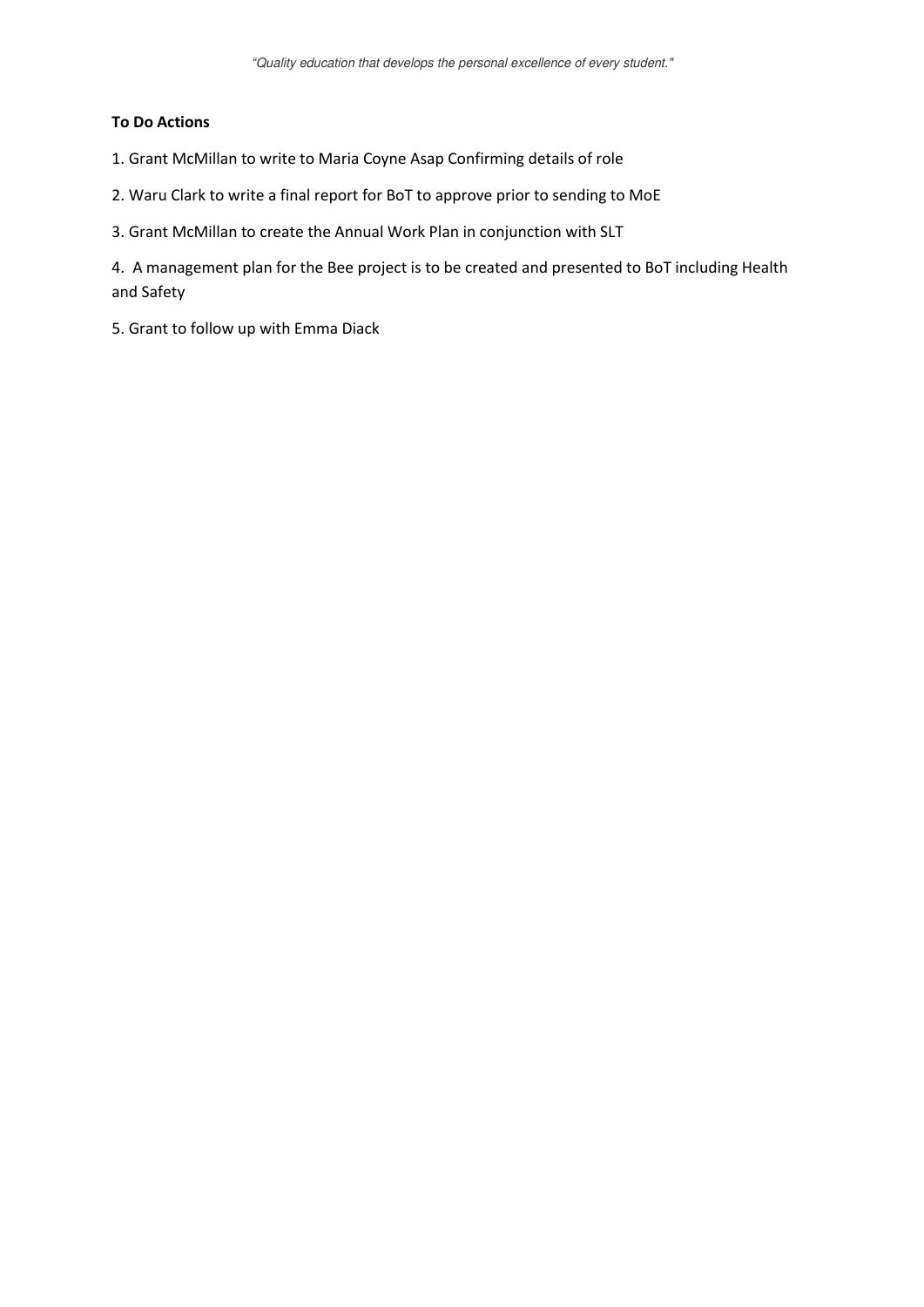**To Do Actions**

1. Grant McMillan to write to Maria Coyne Asap Confirming details of role

2. Waru Clark to write a final report for BoT to approve prior to sending to MoE

3. Grant McMillan to create the Annual Work Plan in conjunction with SLT

4. A management plan for the Bee project is to be created and presented to BoT including Health and Safety

5. Grant to follow up with Emma Diack